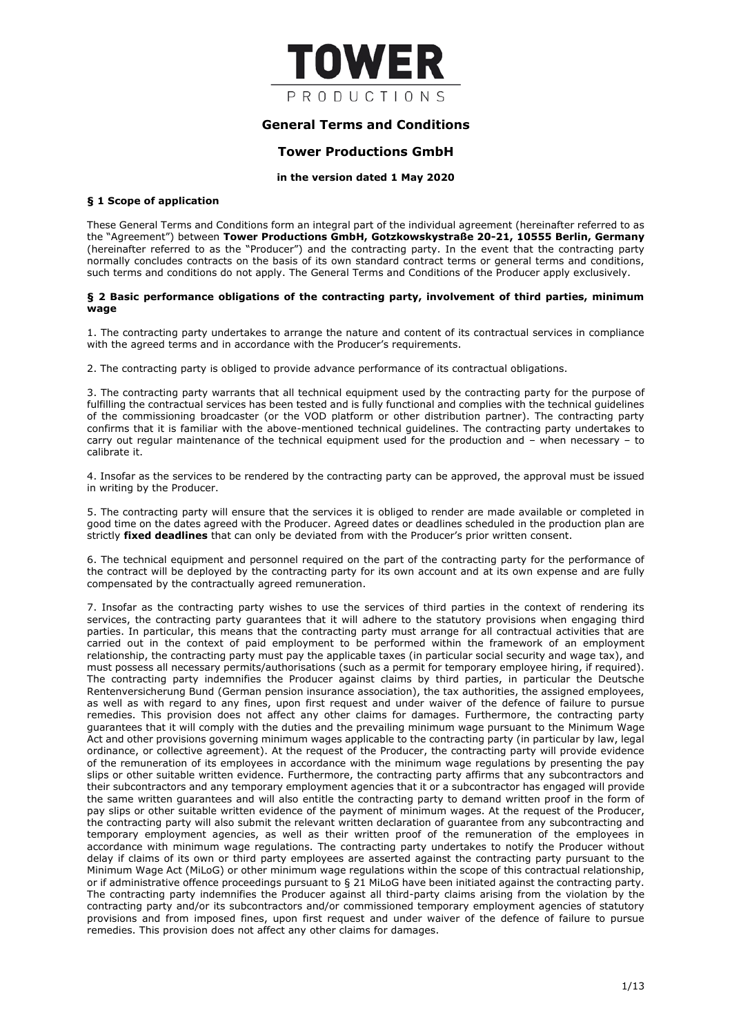TOWER

PRODUCTIONS

# General Terms and Conditions

# Tower Productions GmbH

**in the version dated 1 May 2020**

### § 1 Scope of application

These General Terms and Conditions form an integral part of the individual agreement (hereinafter referred to as the "Agreement") between **Tower Productions GmbH, Gotzkowskystraße 20-21, 10555 Berlin, Germany** (hereinafter referred to as the "Producer") and the contracting party. In the event that the contracting party normally concludes contracts on the basis of its own standard contract terms or general terms and conditions, such terms and conditions do not apply. The General Terms and Conditions of the Producer apply exclusively.

### § 2 Basic performance obligations of the contracting party, involvement of third parties, minimum wage

1. The contracting party undertakes to arrange the nature and content of its contractual services in compliance with the agreed terms and in accordance with the Producer's requirements.

2. The contracting party is obliged to provide advance performance of its contractual obligations.

3. The contracting party warrants that all technical equipment used by the contracting party for the purpose of fulfilling the contractual services has been tested and is fully functional and complies with the technical guidelines of the commissioning broadcaster (or the VOD platform or other distribution partner). The contracting party confirms that it is familiar with the above-mentioned technical guidelines. The contracting party undertakes to carry out regular maintenance of the technical equipment used for the production and – when necessary – to calibrate it.

4. Insofar as the services to be rendered by the contracting party can be approved, the approval must be issued in writing by the Producer.

5. The contracting party will ensure that the services it is obliged to render are made available or completed in good time on the dates agreed with the Producer. Agreed dates or deadlines scheduled in the production plan are strictly **fixed deadlines** that can only be deviated from with the Producer's prior written consent.

6. The technical equipment and personnel required on the part of the contracting party for the performance of the contract will be deployed by the contracting party for its own account and at its own expense and are fully compensated by the contractually agreed remuneration.

7. Insofar as the contracting party wishes to use the services of third parties in the context of rendering its services, the contracting party guarantees that it will adhere to the statutory provisions when engaging third parties. In particular, this means that the contracting party must arrange for all contractual activities that are carried out in the context of paid employment to be performed within the framework of an employment relationship, the contracting party must pay the applicable taxes (in particular social security and wage tax), and must possess all necessary permits/authorisations (such as a permit for temporary employee hiring, if required). The contracting party indemnifies the Producer against claims by third parties, in particular the Deutsche Rentenversicherung Bund (German pension insurance association), the tax authorities, the assigned employees, as well as with regard to any fines, upon first request and under waiver of the defence of failure to pursue remedies. This provision does not affect any other claims for damages. Furthermore, the contracting party guarantees that it will comply with the duties and the prevailing minimum wage pursuant to the Minimum Wage Act and other provisions governing minimum wages applicable to the contracting party (in particular by law, legal ordinance, or collective agreement). At the request of the Producer, the contracting party will provide evidence of the remuneration of its employees in accordance with the minimum wage regulations by presenting the pay slips or other suitable written evidence. Furthermore, the contracting party affirms that any subcontractors and their subcontractors and any temporary employment agencies that it or a subcontractor has engaged will provide the same written guarantees and will also entitle the contracting party to demand written proof in the form of pay slips or other suitable written evidence of the payment of minimum wages. At the request of the Producer, the contracting party will also submit the relevant written declaration of guarantee from any subcontracting and temporary employment agencies, as well as their written proof of the remuneration of the employees in accordance with minimum wage regulations. The contracting party undertakes to notify the Producer without delay if claims of its own or third party employees are asserted against the contracting party pursuant to the Minimum Wage Act (MiLoG) or other minimum wage regulations within the scope of this contractual relationship, or if administrative offence proceedings pursuant to § 21 MiLoG have been initiated against the contracting party. The contracting party indemnifies the Producer against all third-party claims arising from the violation by the contracting party and/or its subcontractors and/or commissioned temporary employment agencies of statutory provisions and from imposed fines, upon first request and under waiver of the defence of failure to pursue remedies. This provision does not affect any other claims for damages.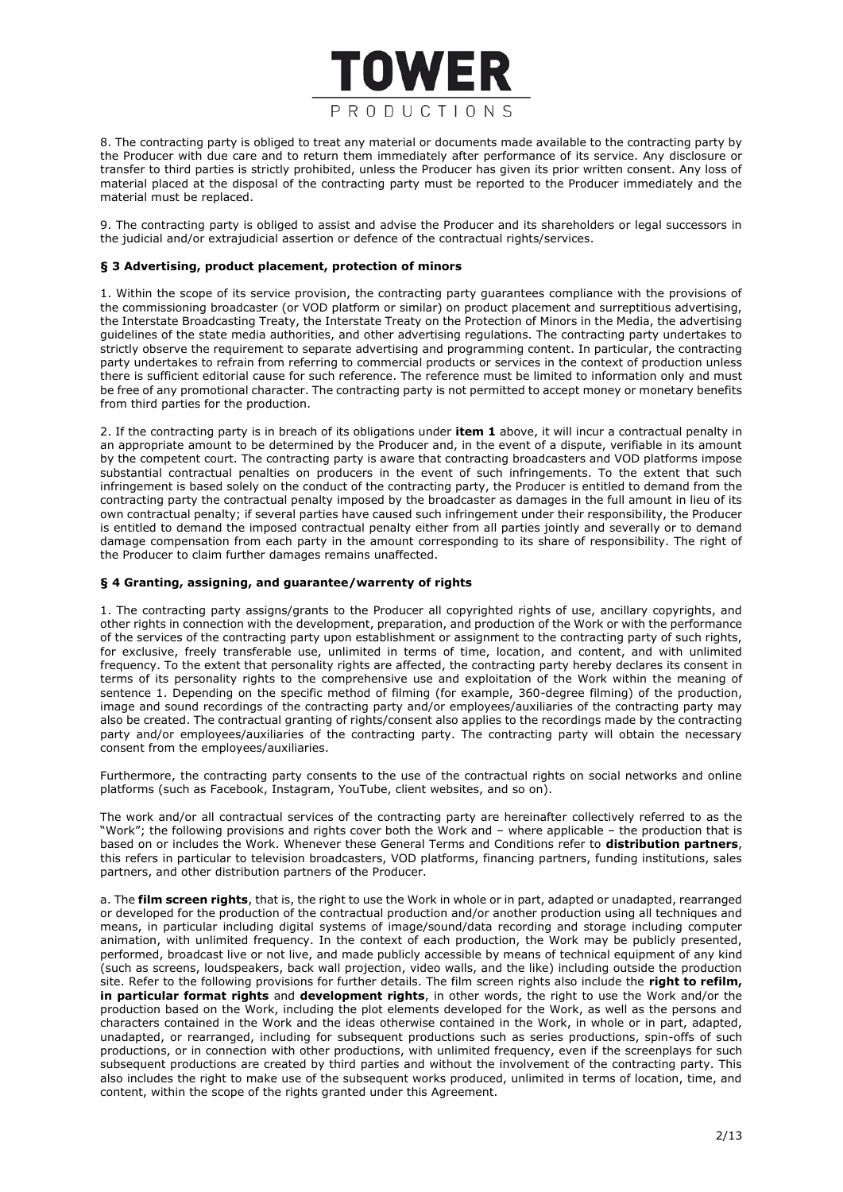8. The contracting party is obliged to treat any material or documents made available to the contracting party by the Producer with due care and to return them immediately after performance of its service. Any disclosure or transfer to third parties is strictly prohibited, unless the Producer has given its prior written consent. Any loss of material placed at the disposal of the contracting party must be reported to the Producer immediately and the material must be replaced.

9. The contracting party is obliged to assist and advise the Producer and its shareholders or legal successors in the judicial and/or extrajudicial assertion or defence of the contractual rights/services.

### § 3 Advertising, product placement, protection of minors

1. Within the scope of its service provision, the contracting party guarantees compliance with the provisions of the commissioning broadcaster (or VOD platform or similar) on product placement and surreptitious advertising, the Interstate Broadcasting Treaty, the Interstate Treaty on the Protection of Minors in the Media, the advertising guidelines of the state media authorities, and other advertising regulations. The contracting party undertakes to strictly observe the requirement to separate advertising and programming content. In particular, the contracting party undertakes to refrain from referring to commercial products or services in the context of production unless there is sufficient editorial cause for such reference. The reference must be limited to information only and must be free of any promotional character. The contracting party is not permitted to accept money or monetary benefits from third parties for the production.

2. If the contracting party is in breach of its obligations under **item 1** above, it will incur a contractual penalty in an appropriate amount to be determined by the Producer and, in the event of a dispute, verifiable in its amount by the competent court. The contracting party is aware that contracting broadcasters and VOD platforms impose substantial contractual penalties on producers in the event of such infringements. To the extent that such infringement is based solely on the conduct of the contracting party, the Producer is entitled to demand from the contracting party the contractual penalty imposed by the broadcaster as damages in the full amount in lieu of its own contractual penalty; if several parties have caused such infringement under their responsibility, the Producer is entitled to demand the imposed contractual penalty either from all parties jointly and severally or to demand damage compensation from each party in the amount corresponding to its share of responsibility. The right of the Producer to claim further damages remains unaffected.

### § 4 Granting, assigning, and guarantee/warrenty of rights

1. The contracting party assigns/grants to the Producer all copyrighted rights of use, ancillary copyrights, and other rights in connection with the development, preparation, and production of the Work or with the performance of the services of the contracting party upon establishment or assignment to the contracting party of such rights, for exclusive, freely transferable use, unlimited in terms of time, location, and content, and with unlimited frequency. To the extent that personality rights are affected, the contracting party hereby declares its consent in terms of its personality rights to the comprehensive use and exploitation of the Work within the meaning of sentence 1. Depending on the specific method of filming (for example, 360-degree filming) of the production, image and sound recordings of the contracting party and/or employees/auxiliaries of the contracting party may also be created. The contractual granting of rights/consent also applies to the recordings made by the contracting party and/or employees/auxiliaries of the contracting party. The contracting party will obtain the necessary consent from the employees/auxiliaries.

Furthermore, the contracting party consents to the use of the contractual rights on social networks and online platforms (such as Facebook, Instagram, YouTube, client websites, and so on).

The work and/or all contractual services of the contracting party are hereinafter collectively referred to as the "Work"; the following provisions and rights cover both the Work and – where applicable – the production that is based on or includes the Work. Whenever these General Terms and Conditions refer to **distribution partners**, this refers in particular to television broadcasters, VOD platforms, financing partners, funding institutions, sales partners, and other distribution partners of the Producer.

a. The **film screen rights**, that is, the right to use the Work in whole or in part, adapted or unadapted, rearranged or developed for the production of the contractual production and/or another production using all techniques and means, in particular including digital systems of image/sound/data recording and storage including computer animation, with unlimited frequency. In the context of each production, the Work may be publicly presented, performed, broadcast live or not live, and made publicly accessible by means of technical equipment of any kind (such as screens, loudspeakers, back wall projection, video walls, and the like) including outside the production site. Refer to the following provisions for further details. The film screen rights also include the **right to refilm, in particular format rights** and **development rights**, in other words, the right to use the Work and/or the production based on the Work, including the plot elements developed for the Work, as well as the persons and characters contained in the Work and the ideas otherwise contained in the Work, in whole or in part, adapted, unadapted, or rearranged, including for subsequent productions such as series productions, spin-offs of such productions, or in connection with other productions, with unlimited frequency, even if the screenplays for such subsequent productions are created by third parties and without the involvement of the contracting party. This also includes the right to make use of the subsequent works produced, unlimited in terms of location, time, and content, within the scope of the rights granted under this Agreement.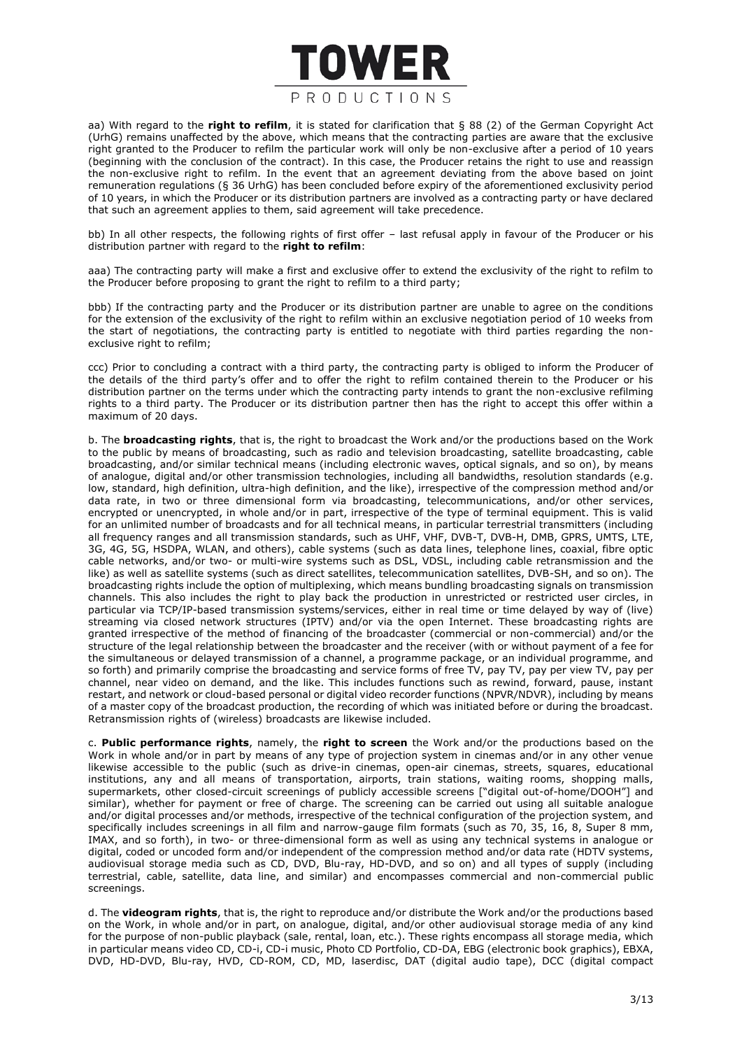aa) With regard to the **right to refilm**, it is stated for clarification that § 88 (2) of the German Copyright Act (UrhG) remains unaffected by the above, which means that the contracting parties are aware that the exclusive right granted to the Producer to refilm the particular work will only be non-exclusive after a period of 10 years (beginning with the conclusion of the contract). In this case, the Producer retains the right to use and reassign the non-exclusive right to refilm. In the event that an agreement deviating from the above based on joint remuneration regulations (§ 36 UrhG) has been concluded before expiry of the aforementioned exclusivity period of 10 years, in which the Producer or its distribution partners are involved as a contracting party or have declared that such an agreement applies to them, said agreement will take precedence.

bb) In all other respects, the following rights of first offer – last refusal apply in favour of the Producer or his distribution partner with regard to the **right to refilm**:

aaa) The contracting party will make a first and exclusive offer to extend the exclusivity of the right to refilm to the Producer before proposing to grant the right to refilm to a third party;

bbb) If the contracting party and the Producer or its distribution partner are unable to agree on the conditions for the extension of the exclusivity of the right to refilm within an exclusive negotiation period of 10 weeks from the start of negotiations, the contracting party is entitled to negotiate with third parties regarding the non-exclusive right to refilm;

ccc) Prior to concluding a contract with a third party, the contracting party is obliged to inform the Producer of the details of the third party's offer and to offer the right to refilm contained therein to the Producer or his distribution partner on the terms under which the contracting party intends to grant the non-exclusive refilming rights to a third party. The Producer or its distribution partner then has the right to accept this offer within a maximum of 20 days.

b. The **broadcasting rights**, that is, the right to broadcast the Work and/or the productions based on the Work to the public by means of broadcasting, such as radio and television broadcasting, satellite broadcasting, cable broadcasting, and/or similar technical means (including electronic waves, optical signals, and so on), by means of analogue, digital and/or other transmission technologies, including all bandwidths, resolution standards (e.g. low, standard, high definition, ultra-high definition, and the like), irrespective of the compression method and/or data rate, in two or three dimensional form via broadcasting, telecommunications, and/or other services, encrypted or unencrypted, in whole and/or in part, irrespective of the type of terminal equipment. This is valid for an unlimited number of broadcasts and for all technical means, in particular terrestrial transmitters (including all frequency ranges and all transmission standards, such as UHF, VHF, DVB-T, DVB-H, DMB, GPRS, UMTS, LTE, 3G, 4G, 5G, HSDPA, WLAN, and others), cable systems (such as data lines, telephone lines, coaxial, fibre optic cable networks, and/or two- or multi-wire systems such as DSL, VDSL, including cable retransmission and the like) as well as satellite systems (such as direct satellites, telecommunication satellites, DVB-SH, and so on). The broadcasting rights include the option of multiplexing, which means bundling broadcasting signals on transmission channels. This also includes the right to play back the production in unrestricted or restricted user circles, in particular via TCP/IP-based transmission systems/services, either in real time or time delayed by way of (live) streaming via closed network structures (IPTV) and/or via the open Internet. These broadcasting rights are granted irrespective of the method of financing of the broadcaster (commercial or non-commercial) and/or the structure of the legal relationship between the broadcaster and the receiver (with or without payment of a fee for the simultaneous or delayed transmission of a channel, a programme package, or an individual programme, and so forth) and primarily comprise the broadcasting and service forms of free TV, pay TV, pay per view TV, pay per channel, near video on demand, and the like. This includes functions such as rewind, forward, pause, instant restart, and network or cloud-based personal or digital video recorder functions (NPVR/NDVR), including by means of a master copy of the broadcast production, the recording of which was initiated before or during the broadcast. Retransmission rights of (wireless) broadcasts are likewise included.

c. **Public performance rights**, namely, the **right to screen** the Work and/or the productions based on the Work in whole and/or in part by means of any type of projection system in cinemas and/or in any other venue likewise accessible to the public (such as drive-in cinemas, open-air cinemas, streets, squares, educational institutions, any and all means of transportation, airports, train stations, waiting rooms, shopping malls, supermarkets, other closed-circuit screenings of publicly accessible screens ["digital out-of-home/DOOH"] and similar), whether for payment or free of charge. The screening can be carried out using all suitable analogue and/or digital processes and/or methods, irrespective of the technical configuration of the projection system, and specifically includes screenings in all film and narrow-gauge film formats (such as 70, 35, 16, 8, Super 8 mm, IMAX, and so forth), in two- or three-dimensional form as well as using any technical systems in analogue or digital, coded or uncoded form and/or independent of the compression method and/or data rate (HDTV systems, audiovisual storage media such as CD, DVD, Blu-ray, HD-DVD, and so on) and all types of supply (including terrestrial, cable, satellite, data line, and similar) and encompasses commercial and non-commercial public screenings.

d. The **videogram rights**, that is, the right to reproduce and/or distribute the Work and/or the productions based on the Work, in whole and/or in part, on analogue, digital, and/or other audiovisual storage media of any kind for the purpose of non-public playback (sale, rental, loan, etc.). These rights encompass all storage media, which in particular means video CD, CD-i, CD-i music, Photo CD Portfolio, CD-DA, EBG (electronic book graphics), EBXA, DVD, HD-DVD, Blu-ray, HVD, CD-ROM, CD, MD, laserdisc, DAT (digital audio tape), DCC (digital compact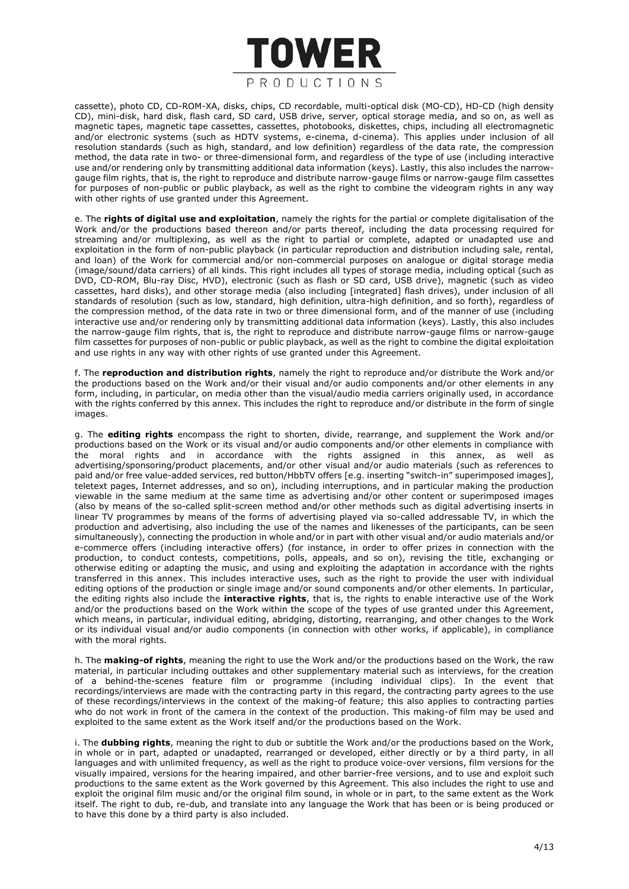cassette), photo CD, CD-ROM-XA, disks, chips, CD recordable, multi-optical disk (MO-CD), HD-CD (high density CD), mini-disk, hard disk, flash card, SD card, USB drive, server, optical storage media, and so on, as well as magnetic tapes, magnetic tape cassettes, cassettes, photobooks, diskettes, chips, including all electromagnetic and/or electronic systems (such as HDTV systems, e-cinema, d-cinema). This applies under inclusion of all resolution standards (such as high, standard, and low definition) regardless of the data rate, the compression method, the data rate in two- or three-dimensional form, and regardless of the type of use (including interactive use and/or rendering only by transmitting additional data information (keys). Lastly, this also includes the narrow-gauge film rights, that is, the right to reproduce and distribute narrow-gauge films or narrow-gauge film cassettes for purposes of non-public or public playback, as well as the right to combine the videogram rights in any way with other rights of use granted under this Agreement.

e. The **rights of digital use and exploitation**, namely the rights for the partial or complete digitalisation of the Work and/or the productions based thereon and/or parts thereof, including the data processing required for streaming and/or multiplexing, as well as the right to partial or complete, adapted or unadapted use and exploitation in the form of non-public playback (in particular reproduction and distribution including sale, rental, and loan) of the Work for commercial and/or non-commercial purposes on analogue or digital storage media (image/sound/data carriers) of all kinds. This right includes all types of storage media, including optical (such as DVD, CD-ROM, Blu-ray Disc, HVD), electronic (such as flash or SD card, USB drive), magnetic (such as video cassettes, hard disks), and other storage media (also including [integrated] flash drives), under inclusion of all standards of resolution (such as low, standard, high definition, ultra-high definition, and so forth), regardless of the compression method, of the data rate in two or three dimensional form, and of the manner of use (including interactive use and/or rendering only by transmitting additional data information (keys). Lastly, this also includes the narrow-gauge film rights, that is, the right to reproduce and distribute narrow-gauge films or narrow-gauge film cassettes for purposes of non-public or public playback, as well as the right to combine the digital exploitation and use rights in any way with other rights of use granted under this Agreement.

f. The **reproduction and distribution rights**, namely the right to reproduce and/or distribute the Work and/or the productions based on the Work and/or their visual and/or audio components and/or other elements in any form, including, in particular, on media other than the visual/audio media carriers originally used, in accordance with the rights conferred by this annex. This includes the right to reproduce and/or distribute in the form of single images.

g. The **editing rights** encompass the right to shorten, divide, rearrange, and supplement the Work and/or productions based on the Work or its visual and/or audio components and/or other elements in compliance with the moral rights and in accordance with the rights assigned in this annex, as well as advertising/sponsoring/product placements, and/or other visual and/or audio materials (such as references to paid and/or free value-added services, red button/HbbTV offers [e.g. inserting "switch-in" superimposed images], teletext pages, Internet addresses, and so on), including interruptions, and in particular making the production viewable in the same medium at the same time as advertising and/or other content or superimposed images (also by means of the so-called split-screen method and/or other methods such as digital advertising inserts in linear TV programmes by means of the forms of advertising played via so-called addressable TV, in which the production and advertising, also including the use of the names and likenesses of the participants, can be seen simultaneously), connecting the production in whole and/or in part with other visual and/or audio materials and/or e-commerce offers (including interactive offers) (for instance, in order to offer prizes in connection with the production, to conduct contests, competitions, polls, appeals, and so on), revising the title, exchanging or otherwise editing or adapting the music, and using and exploiting the adaptation in accordance with the rights transferred in this annex. This includes interactive uses, such as the right to provide the user with individual editing options of the production or single image and/or sound components and/or other elements. In particular, the editing rights also include the **interactive rights**, that is, the rights to enable interactive use of the Work and/or the productions based on the Work within the scope of the types of use granted under this Agreement, which means, in particular, individual editing, abridging, distorting, rearranging, and other changes to the Work or its individual visual and/or audio components (in connection with other works, if applicable), in compliance with the moral rights.

h. The **making-of rights**, meaning the right to use the Work and/or the productions based on the Work, the raw material, in particular including outtakes and other supplementary material such as interviews, for the creation of a behind-the-scenes feature film or programme (including individual clips). In the event that recordings/interviews are made with the contracting party in this regard, the contracting party agrees to the use of these recordings/interviews in the context of the making-of feature; this also applies to contracting parties who do not work in front of the camera in the context of the production. This making-of film may be used and exploited to the same extent as the Work itself and/or the productions based on the Work.

i. The **dubbing rights**, meaning the right to dub or subtitle the Work and/or the productions based on the Work, in whole or in part, adapted or unadapted, rearranged or developed, either directly or by a third party, in all languages and with unlimited frequency, as well as the right to produce voice-over versions, film versions for the visually impaired, versions for the hearing impaired, and other barrier-free versions, and to use and exploit such productions to the same extent as the Work governed by this Agreement. This also includes the right to use and exploit the original film music and/or the original film sound, in whole or in part, to the same extent as the Work itself. The right to dub, re-dub, and translate into any language the Work that has been or is being produced or to have this done by a third party is also included.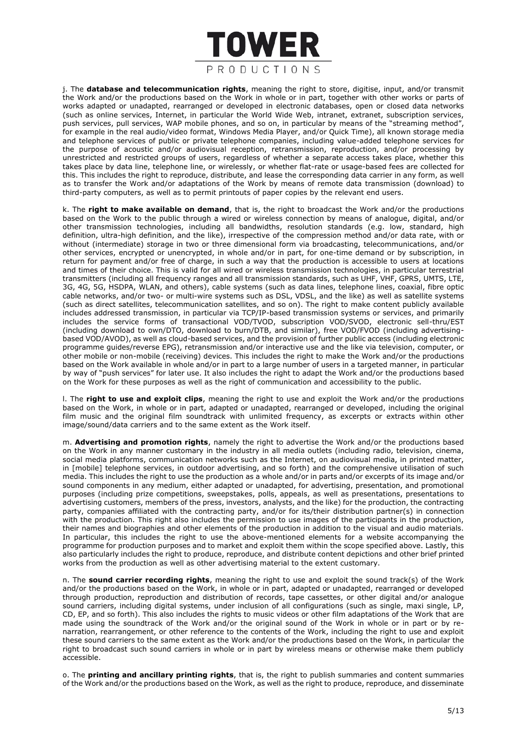j. The **database and telecommunication rights**, meaning the right to store, digitise, input, and/or transmit the Work and/or the productions based on the Work in whole or in part, together with other works or parts of works adapted or unadapted, rearranged or developed in electronic databases, open or closed data networks (such as online services, Internet, in particular the World Wide Web, intranet, extranet, subscription services, push services, pull services, WAP mobile phones, and so on, in particular by means of the "streaming method", for example in the real audio/video format, Windows Media Player, and/or Quick Time), all known storage media and telephone services of public or private telephone companies, including value-added telephone services for the purpose of acoustic and/or audiovisual reception, retransmission, reproduction, and/or processing by unrestricted and restricted groups of users, regardless of whether a separate access takes place, whether this takes place by data line, telephone line, or wirelessly, or whether flat-rate or usage-based fees are collected for this. This includes the right to reproduce, distribute, and lease the corresponding data carrier in any form, as well as to transfer the Work and/or adaptations of the Work by means of remote data transmission (download) to third-party computers, as well as to permit printouts of paper copies by the relevant end users.

k. The **right to make available on demand**, that is, the right to broadcast the Work and/or the productions based on the Work to the public through a wired or wireless connection by means of analogue, digital, and/or other transmission technologies, including all bandwidths, resolution standards (e.g. low, standard, high definition, ultra-high definition, and the like), irrespective of the compression method and/or data rate, with or without (intermediate) storage in two or three dimensional form via broadcasting, telecommunications, and/or other services, encrypted or unencrypted, in whole and/or in part, for one-time demand or by subscription, in return for payment and/or free of charge, in such a way that the production is accessible to users at locations and times of their choice. This is valid for all wired or wireless transmission technologies, in particular terrestrial transmitters (including all frequency ranges and all transmission standards, such as UHF, VHF, GPRS, UMTS, LTE, 3G, 4G, 5G, HSDPA, WLAN, and others), cable systems (such as data lines, telephone lines, coaxial, fibre optic cable networks, and/or two- or multi-wire systems such as DSL, VDSL, and the like) as well as satellite systems (such as direct satellites, telecommunication satellites, and so on). The right to make content publicly available includes addressed transmission, in particular via TCP/IP-based transmission systems or services, and primarily includes the service forms of transactional VOD/TVOD, subscription VOD/SVOD, electronic sell-thru/EST (including download to own/DTO, download to burn/DTB, and similar), free VOD/FVOD (including advertising-based VOD/AVOD), as well as cloud-based services, and the provision of further public access (including electronic programme guides/reverse EPG), retransmission and/or interactive use and the like via television, computer, or other mobile or non-mobile (receiving) devices. This includes the right to make the Work and/or the productions based on the Work available in whole and/or in part to a large number of users in a targeted manner, in particular by way of "push services" for later use. It also includes the right to adapt the Work and/or the productions based on the Work for these purposes as well as the right of communication and accessibility to the public.

l. The **right to use and exploit clips**, meaning the right to use and exploit the Work and/or the productions based on the Work, in whole or in part, adapted or unadapted, rearranged or developed, including the original film music and the original film soundtrack with unlimited frequency, as excerpts or extracts within other image/sound/data carriers and to the same extent as the Work itself.

m. **Advertising and promotion rights**, namely the right to advertise the Work and/or the productions based on the Work in any manner customary in the industry in all media outlets (including radio, television, cinema, social media platforms, communication networks such as the Internet, on audiovisual media, in printed matter, in [mobile] telephone services, in outdoor advertising, and so forth) and the comprehensive utilisation of such media. This includes the right to use the production as a whole and/or in parts and/or excerpts of its image and/or sound components in any medium, either adapted or unadapted, for advertising, presentation, and promotional purposes (including prize competitions, sweepstakes, polls, appeals, as well as presentations, presentations to advertising customers, members of the press, investors, analysts, and the like) for the production, the contracting party, companies affiliated with the contracting party, and/or for its/their distribution partner(s) in connection with the production. This right also includes the permission to use images of the participants in the production, their names and biographies and other elements of the production in addition to the visual and audio materials. In particular, this includes the right to use the above-mentioned elements for a website accompanying the programme for production purposes and to market and exploit them within the scope specified above. Lastly, this also particularly includes the right to produce, reproduce, and distribute content depictions and other brief printed works from the production as well as other advertising material to the extent customary.

n. The **sound carrier recording rights**, meaning the right to use and exploit the sound track(s) of the Work and/or the productions based on the Work, in whole or in part, adapted or unadapted, rearranged or developed through production, reproduction and distribution of records, tape cassettes, or other digital and/or analogue sound carriers, including digital systems, under inclusion of all configurations (such as single, maxi single, LP, CD, EP, and so forth). This also includes the rights to music videos or other film adaptations of the Work that are made using the soundtrack of the Work and/or the original sound of the Work in whole or in part or by re-narration, rearrangement, or other reference to the contents of the Work, including the right to use and exploit these sound carriers to the same extent as the Work and/or the productions based on the Work, in particular the right to broadcast such sound carriers in whole or in part by wireless means or otherwise make them publicly accessible.

o. The **printing and ancillary printing rights**, that is, the right to publish summaries and content summaries of the Work and/or the productions based on the Work, as well as the right to produce, reproduce, and disseminate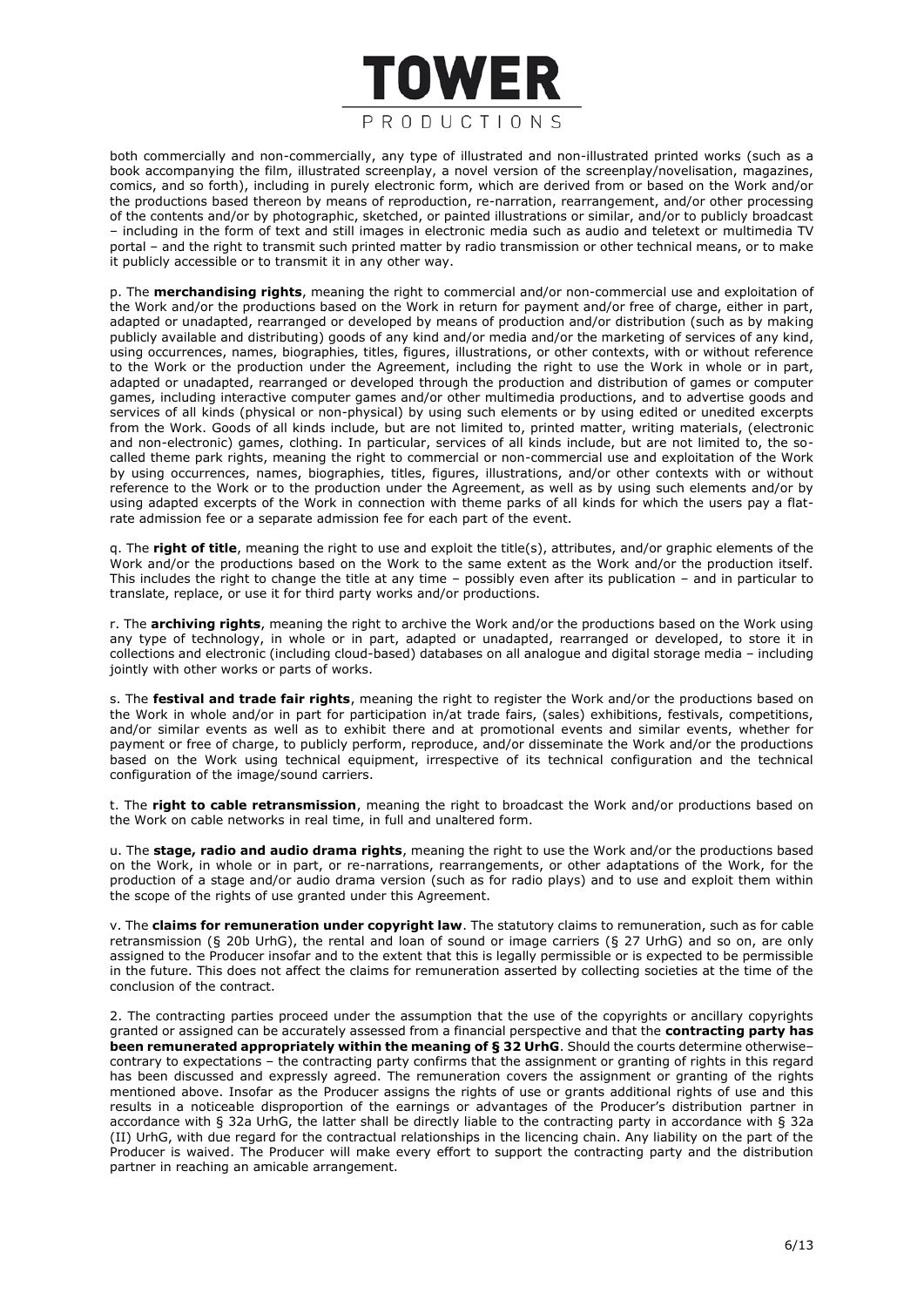both commercially and non-commercially, any type of illustrated and non-illustrated printed works (such as a book accompanying the film, illustrated screenplay, a novel version of the screenplay/novelisation, magazines, comics, and so forth), including in purely electronic form, which are derived from or based on the Work and/or the productions based thereon by means of reproduction, re-narration, rearrangement, and/or other processing of the contents and/or by photographic, sketched, or painted illustrations or similar, and/or to publicly broadcast – including in the form of text and still images in electronic media such as audio and teletext or multimedia TV portal – and the right to transmit such printed matter by radio transmission or other technical means, or to make it publicly accessible or to transmit it in any other way.

p. The **merchandising rights**, meaning the right to commercial and/or non-commercial use and exploitation of the Work and/or the productions based on the Work in return for payment and/or free of charge, either in part, adapted or unadapted, rearranged or developed by means of production and/or distribution (such as by making publicly available and distributing) goods of any kind and/or media and/or the marketing of services of any kind, using occurrences, names, biographies, titles, figures, illustrations, or other contexts, with or without reference to the Work or the production under the Agreement, including the right to use the Work in whole or in part, adapted or unadapted, rearranged or developed through the production and distribution of games or computer games, including interactive computer games and/or other multimedia productions, and to advertise goods and services of all kinds (physical or non-physical) by using such elements or by using edited or unedited excerpts from the Work. Goods of all kinds include, but are not limited to, printed matter, writing materials, (electronic and non-electronic) games, clothing. In particular, services of all kinds include, but are not limited to, the so-called theme park rights, meaning the right to commercial or non-commercial use and exploitation of the Work by using occurrences, names, biographies, titles, figures, illustrations, and/or other contexts with or without reference to the Work or to the production under the Agreement, as well as by using such elements and/or by using adapted excerpts of the Work in connection with theme parks of all kinds for which the users pay a flat-rate admission fee or a separate admission fee for each part of the event.

q. The **right of title**, meaning the right to use and exploit the title(s), attributes, and/or graphic elements of the Work and/or the productions based on the Work to the same extent as the Work and/or the production itself. This includes the right to change the title at any time – possibly even after its publication – and in particular to translate, replace, or use it for third party works and/or productions.

r. The **archiving rights**, meaning the right to archive the Work and/or the productions based on the Work using any type of technology, in whole or in part, adapted or unadapted, rearranged or developed, to store it in collections and electronic (including cloud-based) databases on all analogue and digital storage media – including jointly with other works or parts of works.

s. The **festival and trade fair rights**, meaning the right to register the Work and/or the productions based on the Work in whole and/or in part for participation in/at trade fairs, (sales) exhibitions, festivals, competitions, and/or similar events as well as to exhibit there and at promotional events and similar events, whether for payment or free of charge, to publicly perform, reproduce, and/or disseminate the Work and/or the productions based on the Work using technical equipment, irrespective of its technical configuration and the technical configuration of the image/sound carriers.

t. The **right to cable retransmission**, meaning the right to broadcast the Work and/or productions based on the Work on cable networks in real time, in full and unaltered form.

u. The **stage, radio and audio drama rights**, meaning the right to use the Work and/or the productions based on the Work, in whole or in part, or re-narrations, rearrangements, or other adaptations of the Work, for the production of a stage and/or audio drama version (such as for radio plays) and to use and exploit them within the scope of the rights of use granted under this Agreement.

v. The **claims for remuneration under copyright law**. The statutory claims to remuneration, such as for cable retransmission (§ 20b UrhG), the rental and loan of sound or image carriers (§ 27 UrhG) and so on, are only assigned to the Producer insofar and to the extent that this is legally permissible or is expected to be permissible in the future. This does not affect the claims for remuneration asserted by collecting societies at the time of the conclusion of the contract.

2. The contracting parties proceed under the assumption that the use of the copyrights or ancillary copyrights granted or assigned can be accurately assessed from a financial perspective and that the **contracting party has been remunerated appropriately within the meaning of § 32 UrhG**. Should the courts determine otherwise– contrary to expectations – the contracting party confirms that the assignment or granting of rights in this regard has been discussed and expressly agreed. The remuneration covers the assignment or granting of the rights mentioned above. Insofar as the Producer assigns the rights of use or grants additional rights of use and this results in a noticeable disproportion of the earnings or advantages of the Producer's distribution partner in accordance with § 32a UrhG, the latter shall be directly liable to the contracting party in accordance with § 32a (II) UrhG, with due regard for the contractual relationships in the licencing chain. Any liability on the part of the Producer is waived. The Producer will make every effort to support the contracting party and the distribution partner in reaching an amicable arrangement.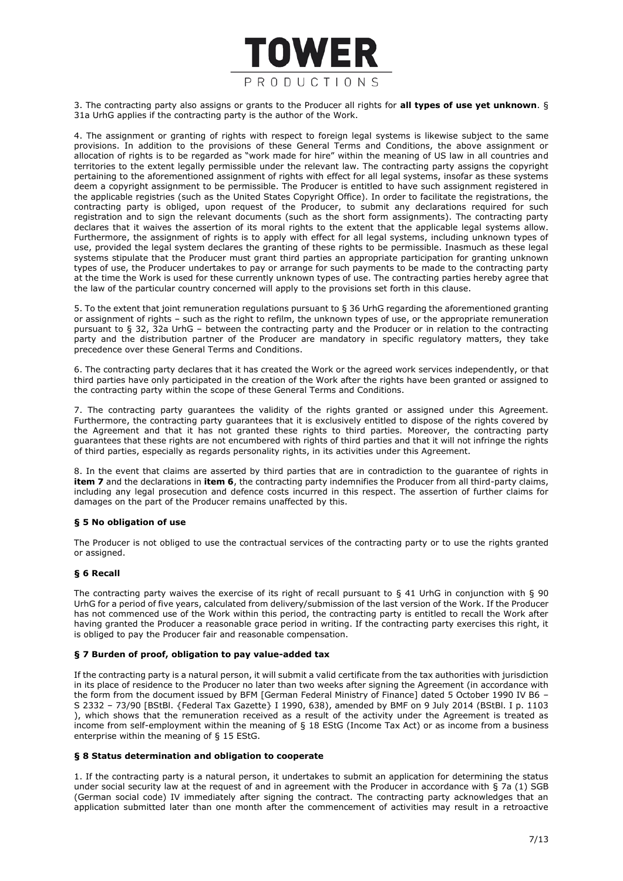3. The contracting party also assigns or grants to the Producer all rights for **all types of use yet unknown**. § 31a UrhG applies if the contracting party is the author of the Work.

4. The assignment or granting of rights with respect to foreign legal systems is likewise subject to the same provisions. In addition to the provisions of these General Terms and Conditions, the above assignment or allocation of rights is to be regarded as "work made for hire" within the meaning of US law in all countries and territories to the extent legally permissible under the relevant law. The contracting party assigns the copyright pertaining to the aforementioned assignment of rights with effect for all legal systems, insofar as these systems deem a copyright assignment to be permissible. The Producer is entitled to have such assignment registered in the applicable registries (such as the United States Copyright Office). In order to facilitate the registrations, the contracting party is obliged, upon request of the Producer, to submit any declarations required for such registration and to sign the relevant documents (such as the short form assignments). The contracting party declares that it waives the assertion of its moral rights to the extent that the applicable legal systems allow. Furthermore, the assignment of rights is to apply with effect for all legal systems, including unknown types of use, provided the legal system declares the granting of these rights to be permissible. Inasmuch as these legal systems stipulate that the Producer must grant third parties an appropriate participation for granting unknown types of use, the Producer undertakes to pay or arrange for such payments to be made to the contracting party at the time the Work is used for these currently unknown types of use. The contracting parties hereby agree that the law of the particular country concerned will apply to the provisions set forth in this clause.

5. To the extent that joint remuneration regulations pursuant to § 36 UrhG regarding the aforementioned granting or assignment of rights – such as the right to refilm, the unknown types of use, or the appropriate remuneration pursuant to § 32, 32a UrhG – between the contracting party and the Producer or in relation to the contracting party and the distribution partner of the Producer are mandatory in specific regulatory matters, they take precedence over these General Terms and Conditions.

6. The contracting party declares that it has created the Work or the agreed work services independently, or that third parties have only participated in the creation of the Work after the rights have been granted or assigned to the contracting party within the scope of these General Terms and Conditions.

7. The contracting party guarantees the validity of the rights granted or assigned under this Agreement. Furthermore, the contracting party guarantees that it is exclusively entitled to dispose of the rights covered by the Agreement and that it has not granted these rights to third parties. Moreover, the contracting party guarantees that these rights are not encumbered with rights of third parties and that it will not infringe the rights of third parties, especially as regards personality rights, in its activities under this Agreement.

8. In the event that claims are asserted by third parties that are in contradiction to the guarantee of rights in **item 7** and the declarations in **item 6**, the contracting party indemnifies the Producer from all third-party claims, including any legal prosecution and defence costs incurred in this respect. The assertion of further claims for damages on the part of the Producer remains unaffected by this.

### § 5 No obligation of use

The Producer is not obliged to use the contractual services of the contracting party or to use the rights granted or assigned.

### § 6 Recall

The contracting party waives the exercise of its right of recall pursuant to § 41 UrhG in conjunction with § 90 UrhG for a period of five years, calculated from delivery/submission of the last version of the Work. If the Producer has not commenced use of the Work within this period, the contracting party is entitled to recall the Work after having granted the Producer a reasonable grace period in writing. If the contracting party exercises this right, it is obliged to pay the Producer fair and reasonable compensation.

### § 7 Burden of proof, obligation to pay value-added tax

If the contracting party is a natural person, it will submit a valid certificate from the tax authorities with jurisdiction in its place of residence to the Producer no later than two weeks after signing the Agreement (in accordance with the form from the document issued by BFM [German Federal Ministry of Finance] dated 5 October 1990 IV B6 – S 2332 – 73/90 [BStBl. {Federal Tax Gazette} I 1990, 638), amended by BMF on 9 July 2014 (BStBl. I p. 1103 ), which shows that the remuneration received as a result of the activity under the Agreement is treated as income from self-employment within the meaning of § 18 EStG (Income Tax Act) or as income from a business enterprise within the meaning of § 15 EStG.

### § 8 Status determination and obligation to cooperate

1. If the contracting party is a natural person, it undertakes to submit an application for determining the status under social security law at the request of and in agreement with the Producer in accordance with § 7a (1) SGB (German social code) IV immediately after signing the contract. The contracting party acknowledges that an application submitted later than one month after the commencement of activities may result in a retroactive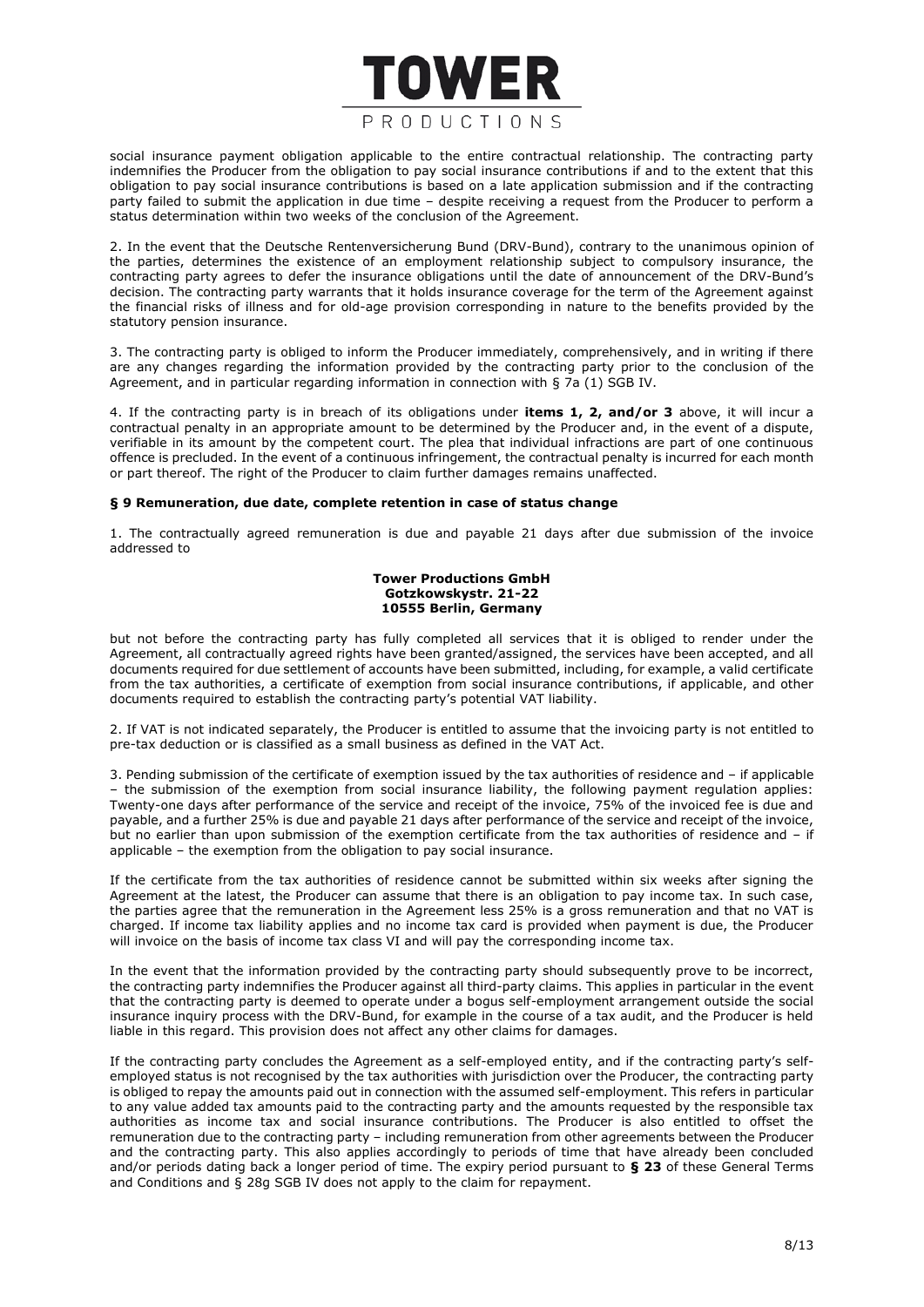social insurance payment obligation applicable to the entire contractual relationship. The contracting party indemnifies the Producer from the obligation to pay social insurance contributions if and to the extent that this obligation to pay social insurance contributions is based on a late application submission and if the contracting party failed to submit the application in due time – despite receiving a request from the Producer to perform a status determination within two weeks of the conclusion of the Agreement.

2. In the event that the Deutsche Rentenversicherung Bund (DRV-Bund), contrary to the unanimous opinion of the parties, determines the existence of an employment relationship subject to compulsory insurance, the contracting party agrees to defer the insurance obligations until the date of announcement of the DRV-Bund's decision. The contracting party warrants that it holds insurance coverage for the term of the Agreement against the financial risks of illness and for old-age provision corresponding in nature to the benefits provided by the statutory pension insurance.

3. The contracting party is obliged to inform the Producer immediately, comprehensively, and in writing if there are any changes regarding the information provided by the contracting party prior to the conclusion of the Agreement, and in particular regarding information in connection with § 7a (1) SGB IV.

4. If the contracting party is in breach of its obligations under **items 1, 2, and/or 3** above, it will incur a contractual penalty in an appropriate amount to be determined by the Producer and, in the event of a dispute, verifiable in its amount by the competent court. The plea that individual infractions are part of one continuous offence is precluded. In the event of a continuous infringement, the contractual penalty is incurred for each month or part thereof. The right of the Producer to claim further damages remains unaffected.

### § 9 Remuneration, due date, complete retention in case of status change

1. The contractually agreed remuneration is due and payable 21 days after due submission of the invoice addressed to

**Tower Productions GmbH**
**Gotzkowskystr. 21-22**
**10555 Berlin, Germany**

but not before the contracting party has fully completed all services that it is obliged to render under the Agreement, all contractually agreed rights have been granted/assigned, the services have been accepted, and all documents required for due settlement of accounts have been submitted, including, for example, a valid certificate from the tax authorities, a certificate of exemption from social insurance contributions, if applicable, and other documents required to establish the contracting party's potential VAT liability.

2. If VAT is not indicated separately, the Producer is entitled to assume that the invoicing party is not entitled to pre-tax deduction or is classified as a small business as defined in the VAT Act.

3. Pending submission of the certificate of exemption issued by the tax authorities of residence and – if applicable – the submission of the exemption from social insurance liability, the following payment regulation applies: Twenty-one days after performance of the service and receipt of the invoice, 75% of the invoiced fee is due and payable, and a further 25% is due and payable 21 days after performance of the service and receipt of the invoice, but no earlier than upon submission of the exemption certificate from the tax authorities of residence and – if applicable – the exemption from the obligation to pay social insurance.

If the certificate from the tax authorities of residence cannot be submitted within six weeks after signing the Agreement at the latest, the Producer can assume that there is an obligation to pay income tax. In such case, the parties agree that the remuneration in the Agreement less 25% is a gross remuneration and that no VAT is charged. If income tax liability applies and no income tax card is provided when payment is due, the Producer will invoice on the basis of income tax class VI and will pay the corresponding income tax.

In the event that the information provided by the contracting party should subsequently prove to be incorrect, the contracting party indemnifies the Producer against all third-party claims. This applies in particular in the event that the contracting party is deemed to operate under a bogus self-employment arrangement outside the social insurance inquiry process with the DRV-Bund, for example in the course of a tax audit, and the Producer is held liable in this regard. This provision does not affect any other claims for damages.

If the contracting party concludes the Agreement as a self-employed entity, and if the contracting party's self-employed status is not recognised by the tax authorities with jurisdiction over the Producer, the contracting party is obliged to repay the amounts paid out in connection with the assumed self-employment. This refers in particular to any value added tax amounts paid to the contracting party and the amounts requested by the responsible tax authorities as income tax and social insurance contributions. The Producer is also entitled to offset the remuneration due to the contracting party – including remuneration from other agreements between the Producer and the contracting party. This also applies accordingly to periods of time that have already been concluded and/or periods dating back a longer period of time. The expiry period pursuant to **§ 23** of these General Terms and Conditions and § 28g SGB IV does not apply to the claim for repayment.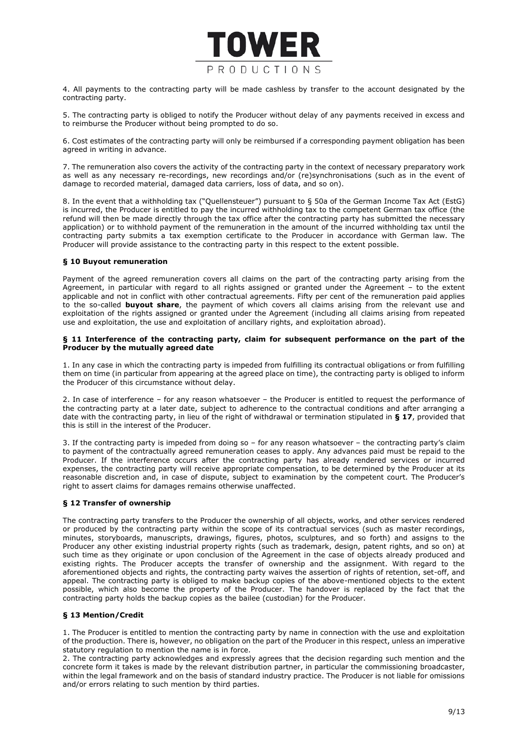4. All payments to the contracting party will be made cashless by transfer to the account designated by the contracting party.

5. The contracting party is obliged to notify the Producer without delay of any payments received in excess and to reimburse the Producer without being prompted to do so.

6. Cost estimates of the contracting party will only be reimbursed if a corresponding payment obligation has been agreed in writing in advance.

7. The remuneration also covers the activity of the contracting party in the context of necessary preparatory work as well as any necessary re-recordings, new recordings and/or (re)synchronisations (such as in the event of damage to recorded material, damaged data carriers, loss of data, and so on).

8. In the event that a withholding tax ("Quellensteuer") pursuant to § 50a of the German Income Tax Act (EstG) is incurred, the Producer is entitled to pay the incurred withholding tax to the competent German tax office (the refund will then be made directly through the tax office after the contracting party has submitted the necessary application) or to withhold payment of the remuneration in the amount of the incurred withholding tax until the contracting party submits a tax exemption certificate to the Producer in accordance with German law. The Producer will provide assistance to the contracting party in this respect to the extent possible.

### § 10 Buyout remuneration

Payment of the agreed remuneration covers all claims on the part of the contracting party arising from the Agreement, in particular with regard to all rights assigned or granted under the Agreement – to the extent applicable and not in conflict with other contractual agreements. Fifty per cent of the remuneration paid applies to the so-called **buyout share**, the payment of which covers all claims arising from the relevant use and exploitation of the rights assigned or granted under the Agreement (including all claims arising from repeated use and exploitation, the use and exploitation of ancillary rights, and exploitation abroad).

### § 11 Interference of the contracting party, claim for subsequent performance on the part of the Producer by the mutually agreed date

1. In any case in which the contracting party is impeded from fulfilling its contractual obligations or from fulfilling them on time (in particular from appearing at the agreed place on time), the contracting party is obliged to inform the Producer of this circumstance without delay.

2. In case of interference – for any reason whatsoever – the Producer is entitled to request the performance of the contracting party at a later date, subject to adherence to the contractual conditions and after arranging a date with the contracting party, in lieu of the right of withdrawal or termination stipulated in **§ 17**, provided that this is still in the interest of the Producer.

3. If the contracting party is impeded from doing so – for any reason whatsoever – the contracting party's claim to payment of the contractually agreed remuneration ceases to apply. Any advances paid must be repaid to the Producer. If the interference occurs after the contracting party has already rendered services or incurred expenses, the contracting party will receive appropriate compensation, to be determined by the Producer at its reasonable discretion and, in case of dispute, subject to examination by the competent court. The Producer's right to assert claims for damages remains otherwise unaffected.

### § 12 Transfer of ownership

The contracting party transfers to the Producer the ownership of all objects, works, and other services rendered or produced by the contracting party within the scope of its contractual services (such as master recordings, minutes, storyboards, manuscripts, drawings, figures, photos, sculptures, and so forth) and assigns to the Producer any other existing industrial property rights (such as trademark, design, patent rights, and so on) at such time as they originate or upon conclusion of the Agreement in the case of objects already produced and existing rights. The Producer accepts the transfer of ownership and the assignment. With regard to the aforementioned objects and rights, the contracting party waives the assertion of rights of retention, set-off, and appeal. The contracting party is obliged to make backup copies of the above-mentioned objects to the extent possible, which also become the property of the Producer. The handover is replaced by the fact that the contracting party holds the backup copies as the bailee (custodian) for the Producer.

### § 13 Mention/Credit

1. The Producer is entitled to mention the contracting party by name in connection with the use and exploitation of the production. There is, however, no obligation on the part of the Producer in this respect, unless an imperative statutory regulation to mention the name is in force.
2. The contracting party acknowledges and expressly agrees that the decision regarding such mention and the concrete form it takes is made by the relevant distribution partner, in particular the commissioning broadcaster, within the legal framework and on the basis of standard industry practice. The Producer is not liable for omissions and/or errors relating to such mention by third parties.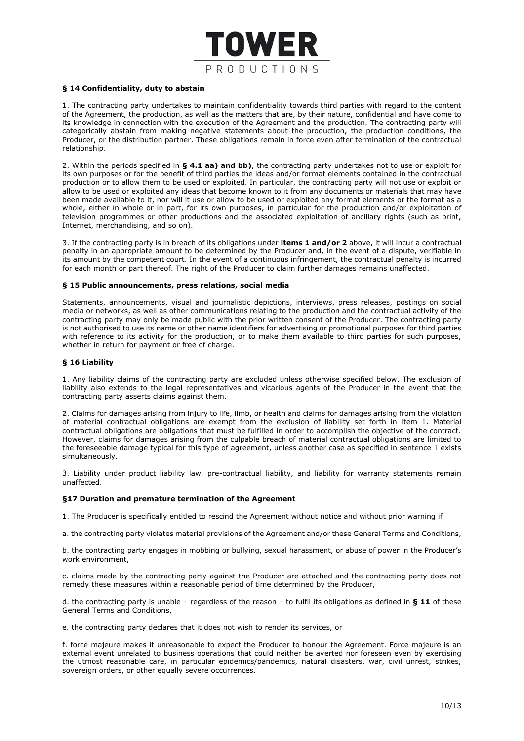### § 14 Confidentiality, duty to abstain

1. The contracting party undertakes to maintain confidentiality towards third parties with regard to the content of the Agreement, the production, as well as the matters that are, by their nature, confidential and have come to its knowledge in connection with the execution of the Agreement and the production. The contracting party will categorically abstain from making negative statements about the production, the production conditions, the Producer, or the distribution partner. These obligations remain in force even after termination of the contractual relationship.

2. Within the periods specified in **§ 4.1 aa) and bb)**, the contracting party undertakes not to use or exploit for its own purposes or for the benefit of third parties the ideas and/or format elements contained in the contractual production or to allow them to be used or exploited. In particular, the contracting party will not use or exploit or allow to be used or exploited any ideas that become known to it from any documents or materials that may have been made available to it, nor will it use or allow to be used or exploited any format elements or the format as a whole, either in whole or in part, for its own purposes, in particular for the production and/or exploitation of television programmes or other productions and the associated exploitation of ancillary rights (such as print, Internet, merchandising, and so on).

3. If the contracting party is in breach of its obligations under **items 1 and/or 2** above, it will incur a contractual penalty in an appropriate amount to be determined by the Producer and, in the event of a dispute, verifiable in its amount by the competent court. In the event of a continuous infringement, the contractual penalty is incurred for each month or part thereof. The right of the Producer to claim further damages remains unaffected.

### § 15 Public announcements, press relations, social media

Statements, announcements, visual and journalistic depictions, interviews, press releases, postings on social media or networks, as well as other communications relating to the production and the contractual activity of the contracting party may only be made public with the prior written consent of the Producer. The contracting party is not authorised to use its name or other name identifiers for advertising or promotional purposes for third parties with reference to its activity for the production, or to make them available to third parties for such purposes, whether in return for payment or free of charge.

### § 16 Liability

1. Any liability claims of the contracting party are excluded unless otherwise specified below. The exclusion of liability also extends to the legal representatives and vicarious agents of the Producer in the event that the contracting party asserts claims against them.

2. Claims for damages arising from injury to life, limb, or health and claims for damages arising from the violation of material contractual obligations are exempt from the exclusion of liability set forth in item 1. Material contractual obligations are obligations that must be fulfilled in order to accomplish the objective of the contract. However, claims for damages arising from the culpable breach of material contractual obligations are limited to the foreseeable damage typical for this type of agreement, unless another case as specified in sentence 1 exists simultaneously.

3. Liability under product liability law, pre-contractual liability, and liability for warranty statements remain unaffected.

### §17 Duration and premature termination of the Agreement

1. The Producer is specifically entitled to rescind the Agreement without notice and without prior warning if

a. the contracting party violates material provisions of the Agreement and/or these General Terms and Conditions,

b. the contracting party engages in mobbing or bullying, sexual harassment, or abuse of power in the Producer's work environment,

c. claims made by the contracting party against the Producer are attached and the contracting party does not remedy these measures within a reasonable period of time determined by the Producer,

d. the contracting party is unable – regardless of the reason – to fulfil its obligations as defined in **§ 11** of these General Terms and Conditions,

e. the contracting party declares that it does not wish to render its services, or

f. force majeure makes it unreasonable to expect the Producer to honour the Agreement. Force majeure is an external event unrelated to business operations that could neither be averted nor foreseen even by exercising the utmost reasonable care, in particular epidemics/pandemics, natural disasters, war, civil unrest, strikes, sovereign orders, or other equally severe occurrences.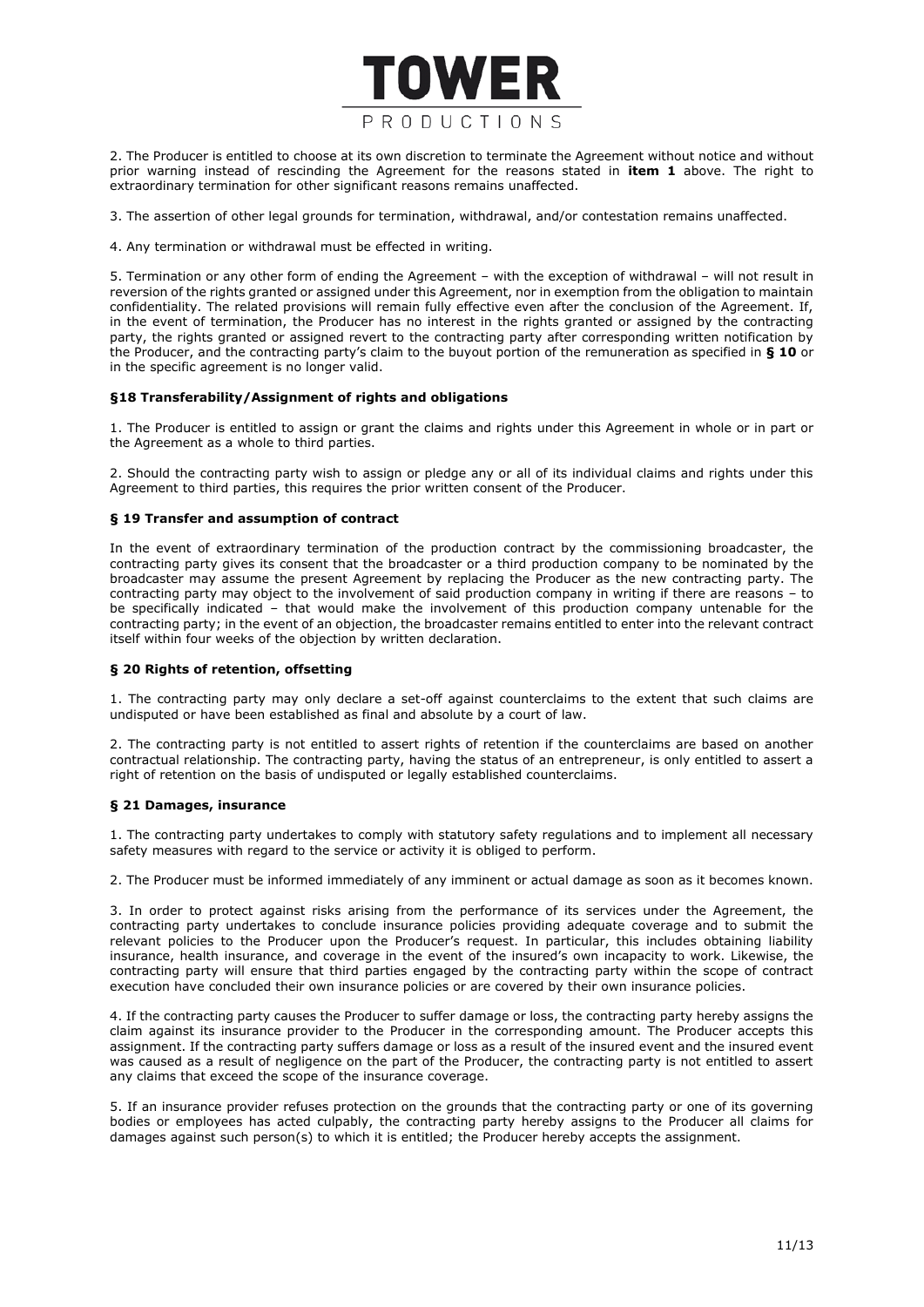2. The Producer is entitled to choose at its own discretion to terminate the Agreement without notice and without prior warning instead of rescinding the Agreement for the reasons stated in **item 1** above. The right to extraordinary termination for other significant reasons remains unaffected.

3. The assertion of other legal grounds for termination, withdrawal, and/or contestation remains unaffected.

4. Any termination or withdrawal must be effected in writing.

5. Termination or any other form of ending the Agreement – with the exception of withdrawal – will not result in reversion of the rights granted or assigned under this Agreement, nor in exemption from the obligation to maintain confidentiality. The related provisions will remain fully effective even after the conclusion of the Agreement. If, in the event of termination, the Producer has no interest in the rights granted or assigned by the contracting party, the rights granted or assigned revert to the contracting party after corresponding written notification by the Producer, and the contracting party's claim to the buyout portion of the remuneration as specified in **§ 10** or in the specific agreement is no longer valid.

### §18 Transferability/Assignment of rights and obligations

1. The Producer is entitled to assign or grant the claims and rights under this Agreement in whole or in part or the Agreement as a whole to third parties.

2. Should the contracting party wish to assign or pledge any or all of its individual claims and rights under this Agreement to third parties, this requires the prior written consent of the Producer.

### § 19 Transfer and assumption of contract

In the event of extraordinary termination of the production contract by the commissioning broadcaster, the contracting party gives its consent that the broadcaster or a third production company to be nominated by the broadcaster may assume the present Agreement by replacing the Producer as the new contracting party. The contracting party may object to the involvement of said production company in writing if there are reasons – to be specifically indicated – that would make the involvement of this production company untenable for the contracting party; in the event of an objection, the broadcaster remains entitled to enter into the relevant contract itself within four weeks of the objection by written declaration.

### § 20 Rights of retention, offsetting

1. The contracting party may only declare a set-off against counterclaims to the extent that such claims are undisputed or have been established as final and absolute by a court of law.

2. The contracting party is not entitled to assert rights of retention if the counterclaims are based on another contractual relationship. The contracting party, having the status of an entrepreneur, is only entitled to assert a right of retention on the basis of undisputed or legally established counterclaims.

### § 21 Damages, insurance

1. The contracting party undertakes to comply with statutory safety regulations and to implement all necessary safety measures with regard to the service or activity it is obliged to perform.

2. The Producer must be informed immediately of any imminent or actual damage as soon as it becomes known.

3. In order to protect against risks arising from the performance of its services under the Agreement, the contracting party undertakes to conclude insurance policies providing adequate coverage and to submit the relevant policies to the Producer upon the Producer's request. In particular, this includes obtaining liability insurance, health insurance, and coverage in the event of the insured's own incapacity to work. Likewise, the contracting party will ensure that third parties engaged by the contracting party within the scope of contract execution have concluded their own insurance policies or are covered by their own insurance policies.

4. If the contracting party causes the Producer to suffer damage or loss, the contracting party hereby assigns the claim against its insurance provider to the Producer in the corresponding amount. The Producer accepts this assignment. If the contracting party suffers damage or loss as a result of the insured event and the insured event was caused as a result of negligence on the part of the Producer, the contracting party is not entitled to assert any claims that exceed the scope of the insurance coverage.

5. If an insurance provider refuses protection on the grounds that the contracting party or one of its governing bodies or employees has acted culpably, the contracting party hereby assigns to the Producer all claims for damages against such person(s) to which it is entitled; the Producer hereby accepts the assignment.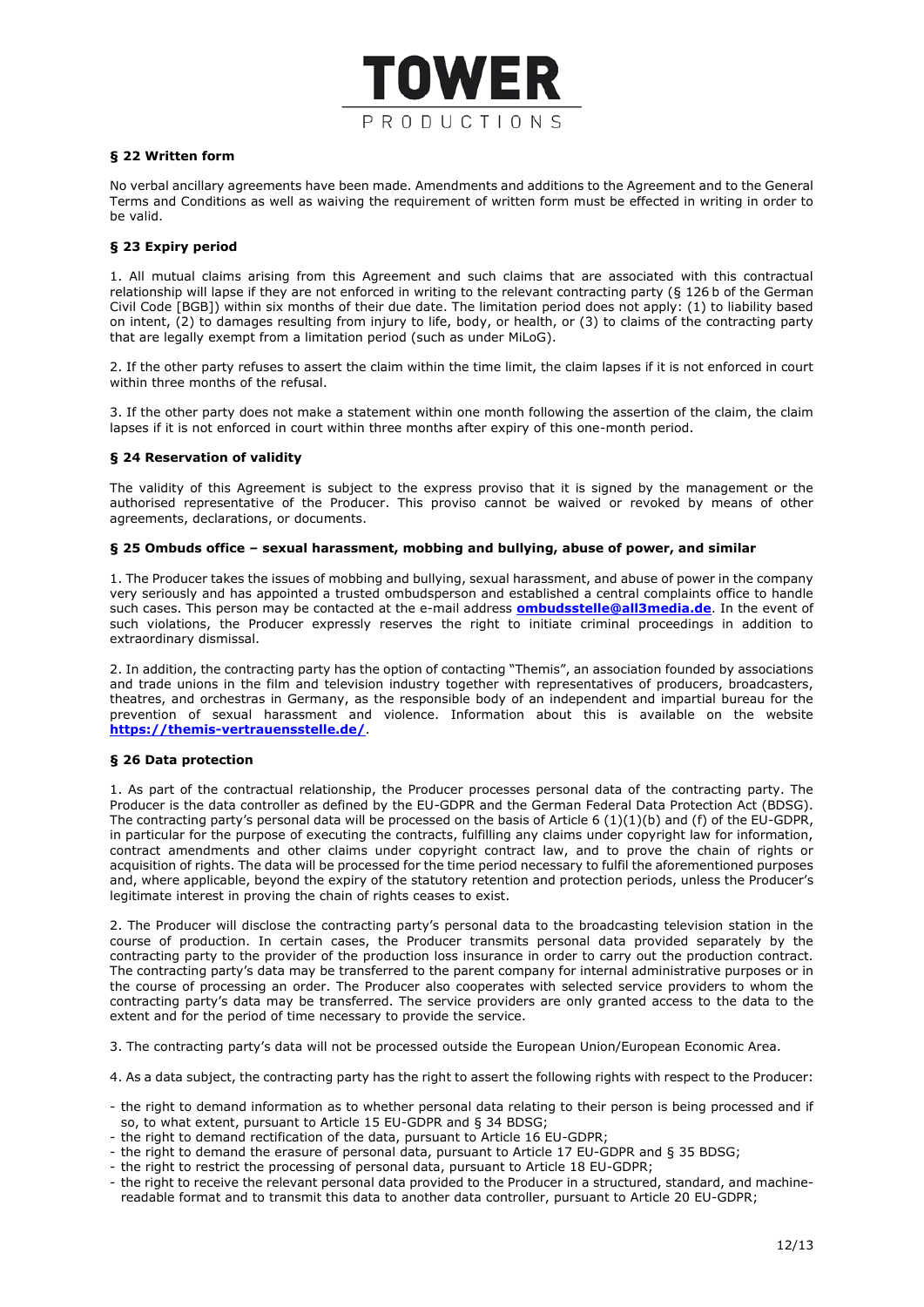### § 22 Written form

No verbal ancillary agreements have been made. Amendments and additions to the Agreement and to the General Terms and Conditions as well as waiving the requirement of written form must be effected in writing in order to be valid.

### § 23 Expiry period

1. All mutual claims arising from this Agreement and such claims that are associated with this contractual relationship will lapse if they are not enforced in writing to the relevant contracting party (§ 126 b of the German Civil Code [BGB]) within six months of their due date. The limitation period does not apply: (1) to liability based on intent, (2) to damages resulting from injury to life, body, or health, or (3) to claims of the contracting party that are legally exempt from a limitation period (such as under MiLoG).

2. If the other party refuses to assert the claim within the time limit, the claim lapses if it is not enforced in court within three months of the refusal.

3. If the other party does not make a statement within one month following the assertion of the claim, the claim lapses if it is not enforced in court within three months after expiry of this one-month period.

### § 24 Reservation of validity

The validity of this Agreement is subject to the express proviso that it is signed by the management or the authorised representative of the Producer. This proviso cannot be waived or revoked by means of other agreements, declarations, or documents.

### § 25 Ombuds office – sexual harassment, mobbing and bullying, abuse of power, and similar

1. The Producer takes the issues of mobbing and bullying, sexual harassment, and abuse of power in the company very seriously and has appointed a trusted ombudsperson and established a central complaints office to handle such cases. This person may be contacted at the e-mail address **ombudsstelle@all3media.de**. In the event of such violations, the Producer expressly reserves the right to initiate criminal proceedings in addition to extraordinary dismissal.

2. In addition, the contracting party has the option of contacting "Themis", an association founded by associations and trade unions in the film and television industry together with representatives of producers, broadcasters, theatres, and orchestras in Germany, as the responsible body of an independent and impartial bureau for the prevention of sexual harassment and violence. Information about this is available on the website **https://themis-vertrauensstelle.de/**.

### § 26 Data protection

1. As part of the contractual relationship, the Producer processes personal data of the contracting party. The Producer is the data controller as defined by the EU-GDPR and the German Federal Data Protection Act (BDSG). The contracting party's personal data will be processed on the basis of Article 6 (1)(1)(b) and (f) of the EU-GDPR, in particular for the purpose of executing the contracts, fulfilling any claims under copyright law for information, contract amendments and other claims under copyright contract law, and to prove the chain of rights or acquisition of rights. The data will be processed for the time period necessary to fulfil the aforementioned purposes and, where applicable, beyond the expiry of the statutory retention and protection periods, unless the Producer's legitimate interest in proving the chain of rights ceases to exist.

2. The Producer will disclose the contracting party's personal data to the broadcasting television station in the course of production. In certain cases, the Producer transmits personal data provided separately by the contracting party to the provider of the production loss insurance in order to carry out the production contract. The contracting party's data may be transferred to the parent company for internal administrative purposes or in the course of processing an order. The Producer also cooperates with selected service providers to whom the contracting party's data may be transferred. The service providers are only granted access to the data to the extent and for the period of time necessary to provide the service.

3. The contracting party's data will not be processed outside the European Union/European Economic Area.

4. As a data subject, the contracting party has the right to assert the following rights with respect to the Producer:

- the right to demand information as to whether personal data relating to their person is being processed and if so, to what extent, pursuant to Article 15 EU-GDPR and § 34 BDSG;
- the right to demand rectification of the data, pursuant to Article 16 EU-GDPR;
- the right to demand the erasure of personal data, pursuant to Article 17 EU-GDPR and § 35 BDSG;
- the right to restrict the processing of personal data, pursuant to Article 18 EU-GDPR;
- the right to receive the relevant personal data provided to the Producer in a structured, standard, and machine-readable format and to transmit this data to another data controller, pursuant to Article 20 EU-GDPR;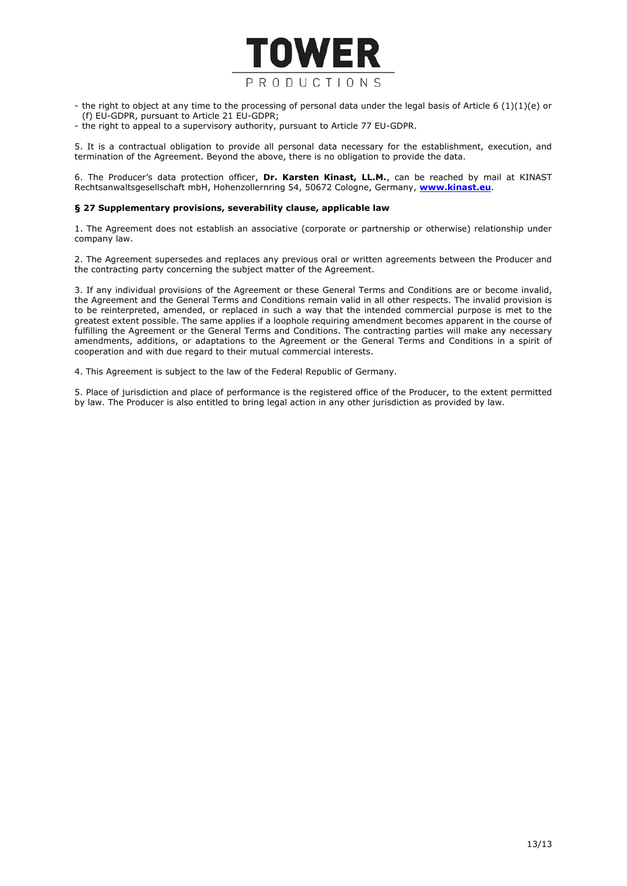- the right to object at any time to the processing of personal data under the legal basis of Article 6 (1)(1)(e) or (f) EU-GDPR, pursuant to Article 21 EU-GDPR;
- the right to appeal to a supervisory authority, pursuant to Article 77 EU-GDPR.

5. It is a contractual obligation to provide all personal data necessary for the establishment, execution, and termination of the Agreement. Beyond the above, there is no obligation to provide the data.

6. The Producer's data protection officer, **Dr. Karsten Kinast, LL.M.**, can be reached by mail at KINAST Rechtsanwaltsgesellschaft mbH, Hohenzollernring 54, 50672 Cologne, Germany, **www.kinast.eu**.

### § 27 Supplementary provisions, severability clause, applicable law

1. The Agreement does not establish an associative (corporate or partnership or otherwise) relationship under company law.

2. The Agreement supersedes and replaces any previous oral or written agreements between the Producer and the contracting party concerning the subject matter of the Agreement.

3. If any individual provisions of the Agreement or these General Terms and Conditions are or become invalid, the Agreement and the General Terms and Conditions remain valid in all other respects. The invalid provision is to be reinterpreted, amended, or replaced in such a way that the intended commercial purpose is met to the greatest extent possible. The same applies if a loophole requiring amendment becomes apparent in the course of fulfilling the Agreement or the General Terms and Conditions. The contracting parties will make any necessary amendments, additions, or adaptations to the Agreement or the General Terms and Conditions in a spirit of cooperation and with due regard to their mutual commercial interests.

4. This Agreement is subject to the law of the Federal Republic of Germany.

5. Place of jurisdiction and place of performance is the registered office of the Producer, to the extent permitted by law. The Producer is also entitled to bring legal action in any other jurisdiction as provided by law.